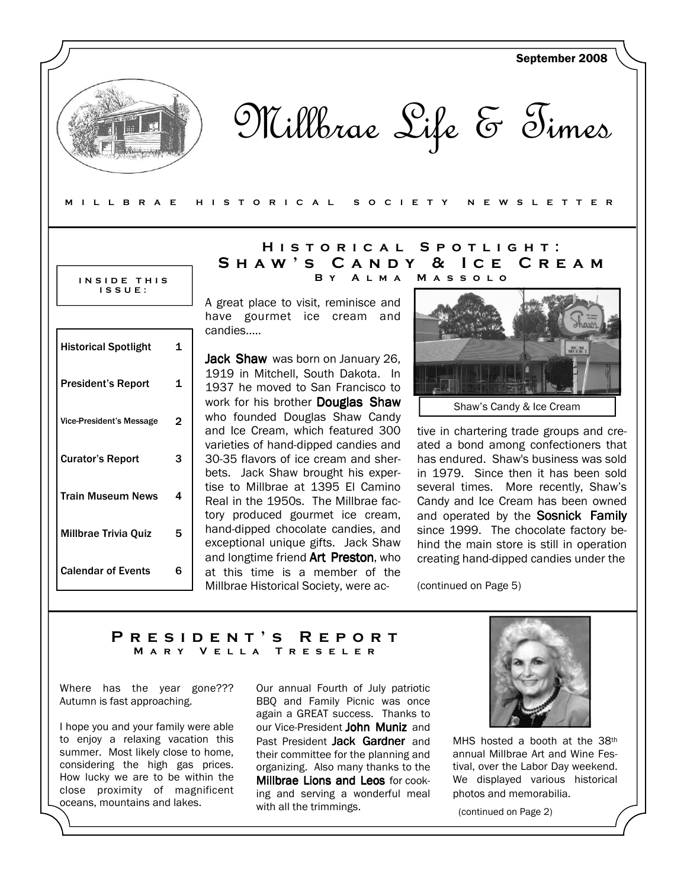September 2008

# Millbrae Life & Times

MILLBRAE HISTORICAL SOCIETY NEWSLETTER

**INSIDE THIS ISSUE:**

| | |
|---|---|
| Historical Spotlight | 1 |
| President's Report | 1 |
| Vice-President's Message | 2 |
| Curator's Report | 3 |
| Train Museum News | 4 |
| Millbrae Trivia Quiz | 5 |
| Calendar of Events | 6 |

## Historical Spotlight: Shaw's Candy & Ice Cream

### By Alma Massolo

A great place to visit, reminisce and have gourmet ice cream and candies.....

**Jack Shaw** was born on January 26, 1919 in Mitchell, South Dakota. In 1937 he moved to San Francisco to work for his brother **Douglas Shaw** who founded Douglas Shaw Candy and Ice Cream, which featured 300 varieties of hand-dipped candies and 30-35 flavors of ice cream and sherbets. Jack Shaw brought his expertise to Millbrae at 1395 El Camino Real in the 1950s. The Millbrae factory produced gourmet ice cream, hand-dipped chocolate candies, and exceptional unique gifts. Jack Shaw and longtime friend **Art Preston**, who at this time is a member of the Millbrae Historical Society, were active in chartering trade groups and created a bond among confectioners that has endured. Shaw's business was sold in 1979. Since then it has been sold several times. More recently, Shaw's Candy and Ice Cream has been owned and operated by the **Sosnick Family** since 1999. The chocolate factory behind the main store is still in operation creating hand-dipped candies under the

Shaw's Candy & Ice Cream

(continued on Page 5)

## President's Report

### Mary Vella Treseler

Where has the year gone??? Autumn is fast approaching.

I hope you and your family were able to enjoy a relaxing vacation this summer. Most likely close to home, considering the high gas prices. How lucky we are to be within the close proximity of magnificent oceans, mountains and lakes.

Our annual Fourth of July patriotic BBQ and Family Picnic was once again a GREAT success. Thanks to our Vice-President **John Muniz** and Past President **Jack Gardner** and their committee for the planning and organizing. Also many thanks to the **Millbrae Lions and Leos** for cooking and serving a wonderful meal with all the trimmings.

MHS hosted a booth at the 38th annual Millbrae Art and Wine Festival, over the Labor Day weekend. We displayed various historical photos and memorabilia.

(continued on Page 2)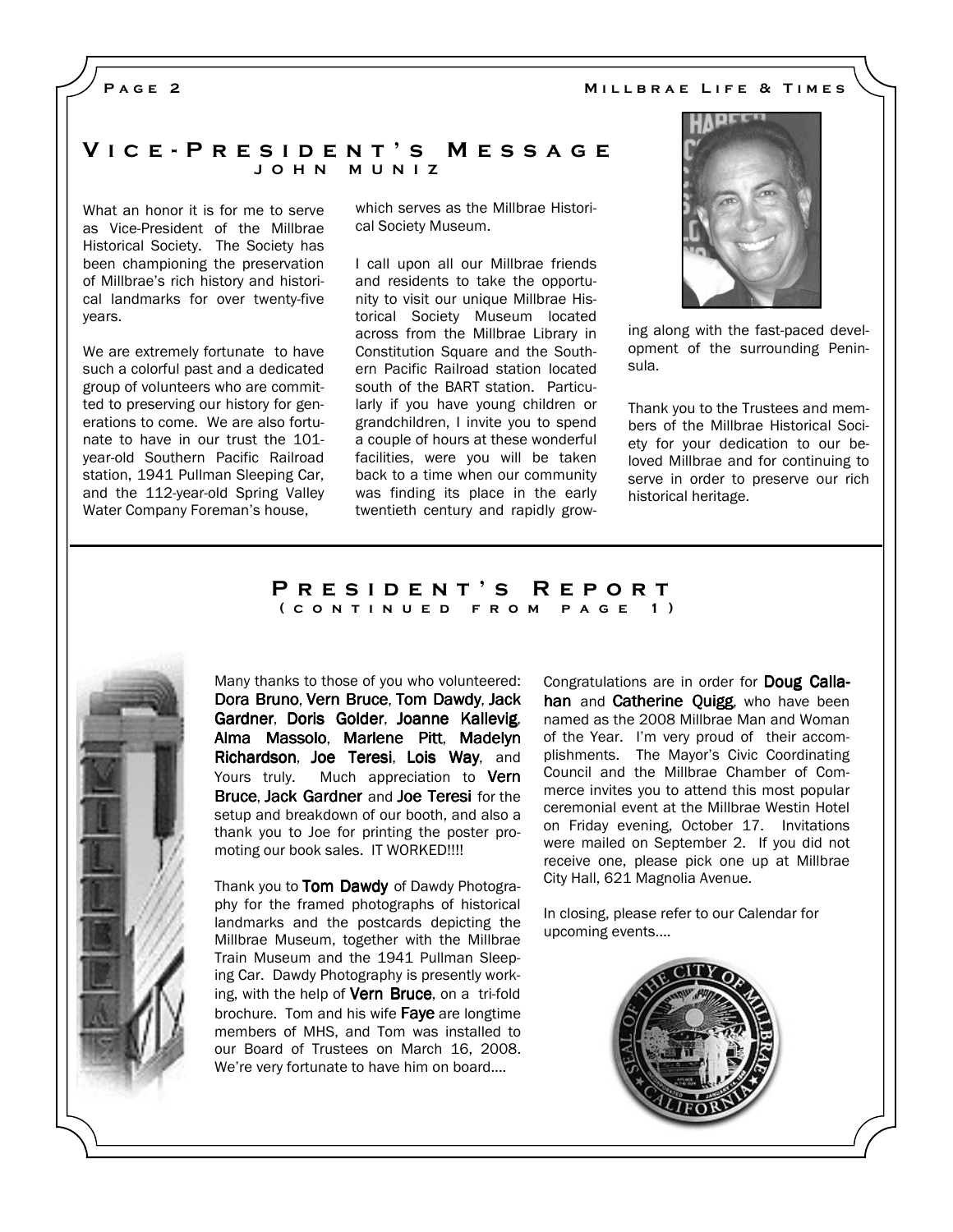## Vice-President's Message

### John Muniz

What an honor it is for me to serve as Vice-President of the Millbrae Historical Society. The Society has been championing the preservation of Millbrae's rich history and historical landmarks for over twenty-five years.

We are extremely fortunate to have such a colorful past and a dedicated group of volunteers who are committed to preserving our history for generations to come. We are also fortunate to have in our trust the 101-year-old Southern Pacific Railroad station, 1941 Pullman Sleeping Car, and the 112-year-old Spring Valley Water Company Foreman's house, which serves as the Millbrae Historical Society Museum.

I call upon all our Millbrae friends and residents to take the opportunity to visit our unique Millbrae Historical Society Museum located across from the Millbrae Library in Constitution Square and the Southern Pacific Railroad station located south of the BART station. Particularly if you have young children or grandchildren, I invite you to spend a couple of hours at these wonderful facilities, were you will be taken back to a time when our community was finding its place in the early twentieth century and rapidly growing along with the fast-paced development of the surrounding Peninsula.

Thank you to the Trustees and members of the Millbrae Historical Society for your dedication to our beloved Millbrae and for continuing to serve in order to preserve our rich historical heritage.

## President's Report

### (continued from page 1)

Many thanks to those of you who volunteered: **Dora Bruno**, **Vern Bruce**, **Tom Dawdy**, **Jack Gardner**, **Doris Golder**, **Joanne Kallevig**, **Alma Massolo**, **Marlene Pitt**, **Madelyn Richardson**, **Joe Teresi**, **Lois Way**, and Yours truly. Much appreciation to **Vern Bruce**, **Jack Gardner** and **Joe Teresi** for the setup and breakdown of our booth, and also a thank you to Joe for printing the poster promoting our book sales. IT WORKED!!!!

Thank you to **Tom Dawdy** of Dawdy Photography for the framed photographs of historical landmarks and the postcards depicting the Millbrae Museum, together with the Millbrae Train Museum and the 1941 Pullman Sleeping Car. Dawdy Photography is presently working, with the help of **Vern Bruce**, on a tri-fold brochure. Tom and his wife **Faye** are longtime members of MHS, and Tom was installed to our Board of Trustees on March 16, 2008. We're very fortunate to have him on board....

Congratulations are in order for **Doug Callahan** and **Catherine Quigg**, who have been named as the 2008 Millbrae Man and Woman of the Year. I'm very proud of their accomplishments. The Mayor's Civic Coordinating Council and the Millbrae Chamber of Commerce invites you to attend this most popular ceremonial event at the Millbrae Westin Hotel on Friday evening, October 17. Invitations were mailed on September 2. If you did not receive one, please pick one up at Millbrae City Hall, 621 Magnolia Avenue.

In closing, please refer to our Calendar for upcoming events....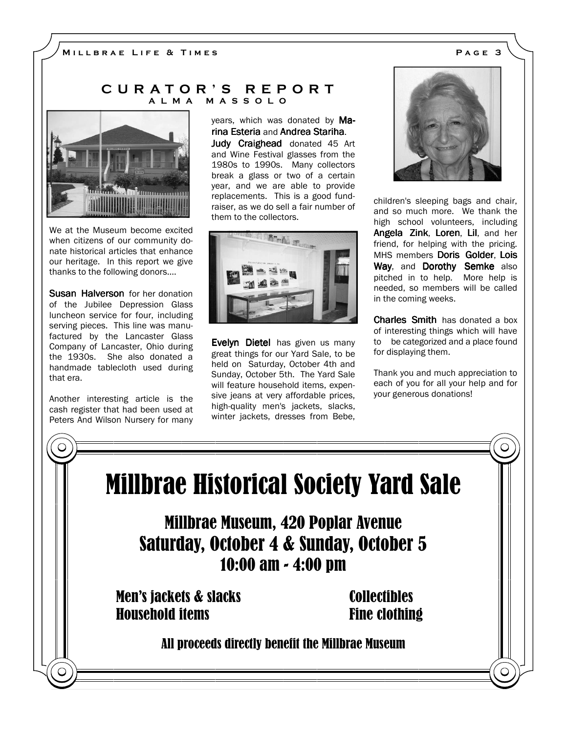## CURATOR'S REPORT

### ALMA MASSOLO

We at the Museum become excited when citizens of our community donate historical articles that enhance our heritage. In this report we give thanks to the following donors....

**Susan Halverson** for her donation of the Jubilee Depression Glass luncheon service for four, including serving pieces. This line was manufactured by the Lancaster Glass Company of Lancaster, Ohio during the 1930s. She also donated a handmade tablecloth used during that era.

Another interesting article is the cash register that had been used at Peters And Wilson Nursery for many years, which was donated by **Marina Esteria** and **Andrea Stariha**.

**Judy Craighead** donated 45 Art and Wine Festival glasses from the 1980s to 1990s. Many collectors break a glass or two of a certain year, and we are able to provide replacements. This is a good fundraiser, as we do sell a fair number of them to the collectors.

**Evelyn Dietel** has given us many great things for our Yard Sale, to be held on Saturday, October 4th and Sunday, October 5th. The Yard Sale will feature household items, expensive jeans at very affordable prices, high-quality men's jackets, slacks, winter jackets, dresses from Bebe, children's sleeping bags and chair, and so much more. We thank the high school volunteers, including **Angela Zink**, **Loren**, **Lil**, and her friend, for helping with the pricing. MHS members **Doris Golder**, **Lois Way**, and **Dorothy Semke** also pitched in to help. More help is needed, so members will be called in the coming weeks.

**Charles Smith** has donated a box of interesting things which will have to be categorized and a place found for displaying them.

Thank you and much appreciation to each of you for all your help and for your generous donations!

# Millbrae Historical Society Yard Sale

## Millbrae Museum, 420 Poplar Avenue
## Saturday, October 4 & Sunday, October 5
## 10:00 am - 4:00 pm

Men's jackets & slacks
Household items
Collectibles
Fine clothing

**All proceeds directly benefit the Millbrae Museum**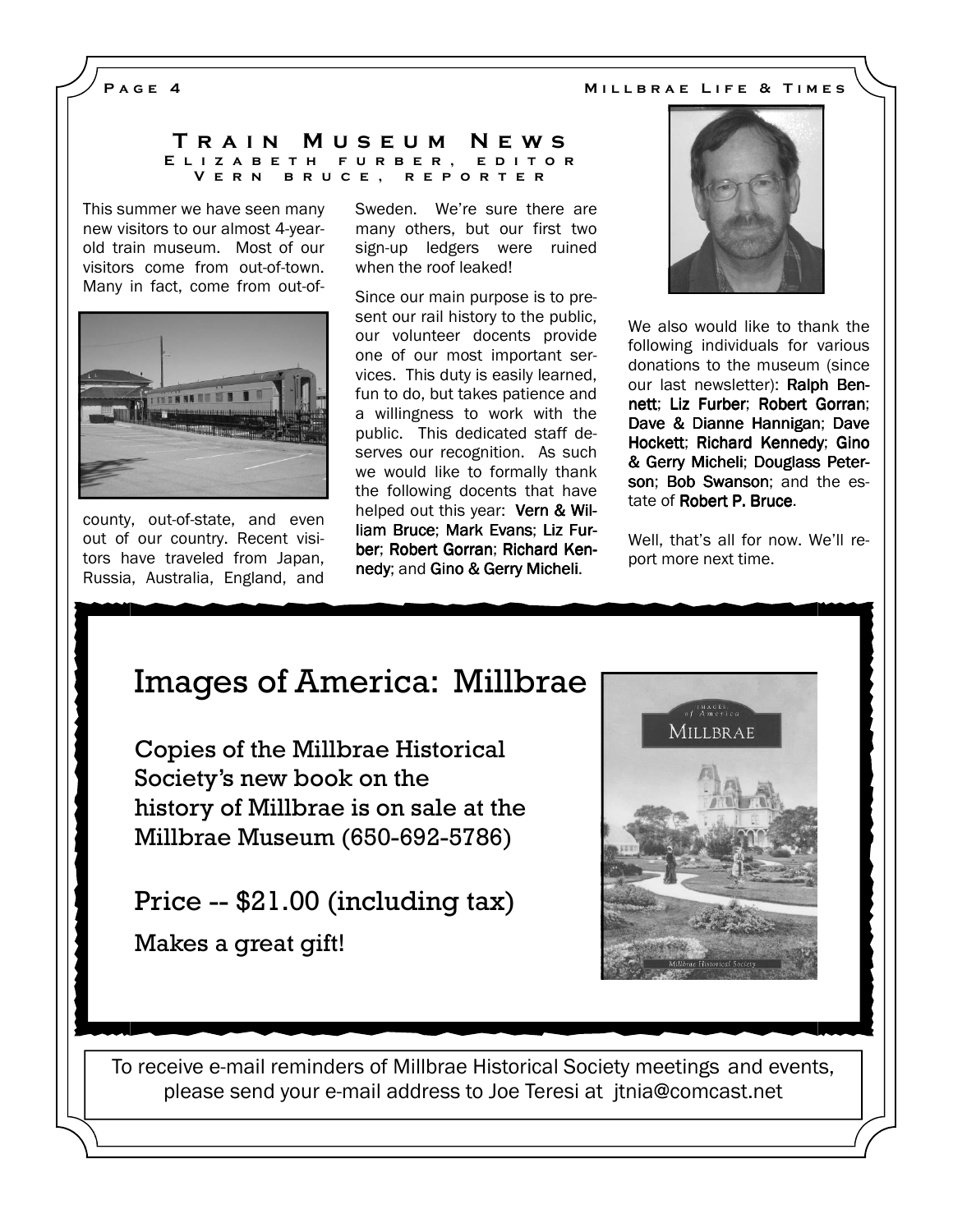## Train Museum News

**Elizabeth Furber, Editor**
**Vern Bruce, Reporter**

This summer we have seen many new visitors to our almost 4-year-old train museum. Most of our visitors come from out-of-town. Many in fact, come from out-of-county, out-of-state, and even out of our country. Recent visitors have traveled from Japan, Russia, Australia, England, and Sweden. We're sure there are many others, but our first two sign-up ledgers were ruined when the roof leaked!

Since our main purpose is to present our rail history to the public, our volunteer docents provide one of our most important services. This duty is easily learned, fun to do, but takes patience and a willingness to work with the public. This dedicated staff deserves our recognition. As such we would like to formally thank the following docents that have helped out this year: **Vern & William Bruce**; **Mark Evans**; **Liz Furber**; **Robert Gorran**; **Richard Kennedy**; and **Gino & Gerry Micheli**.

We also would like to thank the following individuals for various donations to the museum (since our last newsletter): **Ralph Bennett**; **Liz Furber**; **Robert Gorran**; **Dave & Dianne Hannigan**; **Dave Hockett**; **Richard Kennedy**; **Gino & Gerry Micheli**; **Douglass Peterson**; **Bob Swanson**; and the estate of **Robert P. Bruce**.

Well, that's all for now. We'll report more next time.

---

# Images of America: Millbrae

Copies of the Millbrae Historical Society's new book on the history of Millbrae is on sale at the Millbrae Museum (650-692-5786)

Price -- $21.00 (including tax)

Makes a great gift!

---

To receive e-mail reminders of Millbrae Historical Society meetings and events, please send your e-mail address to Joe Teresi at jtnia@comcast.net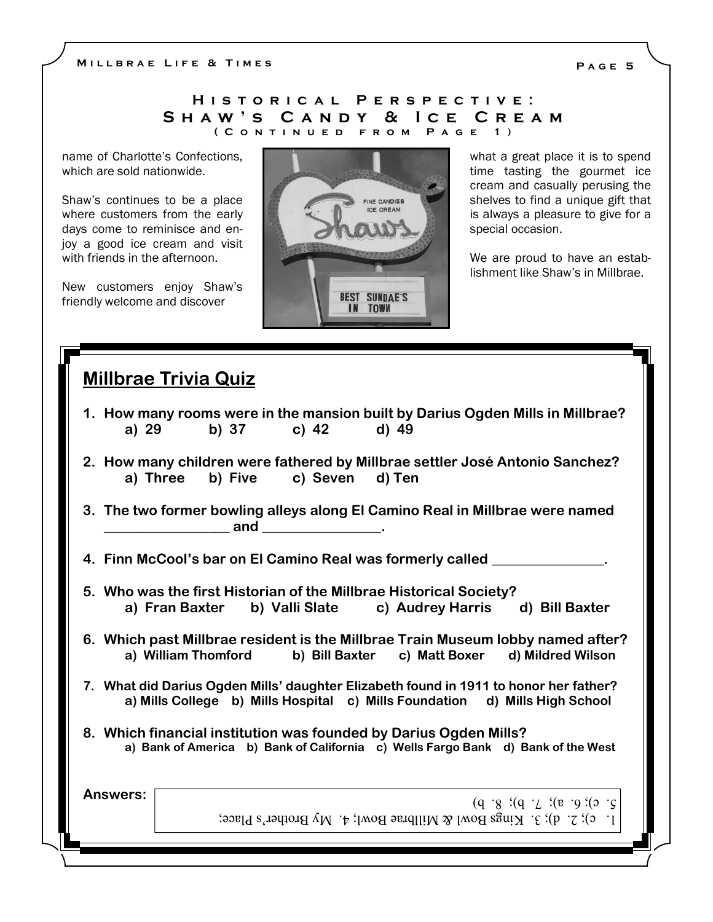## Historical Perspective: Shaw's Candy & Ice Cream

### (Continued from Page 1)

name of Charlotte's Confections, which are sold nationwide.

Shaw's continues to be a place where customers from the early days come to reminisce and enjoy a good ice cream and visit with friends in the afternoon.

New customers enjoy Shaw's friendly welcome and discover what a great place it is to spend time tasting the gourmet ice cream and casually perusing the shelves to find a unique gift that is always a pleasure to give for a special occasion.

We are proud to have an establishment like Shaw's in Millbrae.

## Millbrae Trivia Quiz

**1. How many rooms were in the mansion built by Darius Ogden Mills in Millbrae?**
**a) 29 b) 37 c) 42 d) 49**

**2. How many children were fathered by Millbrae settler José Antonio Sanchez?**
**a) Three b) Five c) Seven d) Ten**

**3. The two former bowling alleys along El Camino Real in Millbrae were named _________________ and ________________.**

**4. Finn McCool's bar on El Camino Real was formerly called _______________.**

**5. Who was the first Historian of the Millbrae Historical Society?**
**a) Fran Baxter b) Valli Slate c) Audrey Harris d) Bill Baxter**

**6. Which past Millbrae resident is the Millbrae Train Museum lobby named after?**
**a) William Thomford b) Bill Baxter c) Matt Boxer d) Mildred Wilson**

**7. What did Darius Ogden Mills' daughter Elizabeth found in 1911 to honor her father?**
**a) Mills College b) Mills Hospital c) Mills Foundation d) Mills High School**

**8. Which financial institution was founded by Darius Ogden Mills?**
**a) Bank of America b) Bank of California c) Wells Fargo Bank d) Bank of the West**

**Answers:**

1. c); 2. d); 3. Kings Bowl & Millbrae Bowl; 4. My Brother's Place; 5. c); 6. a); 7. b); 8. b)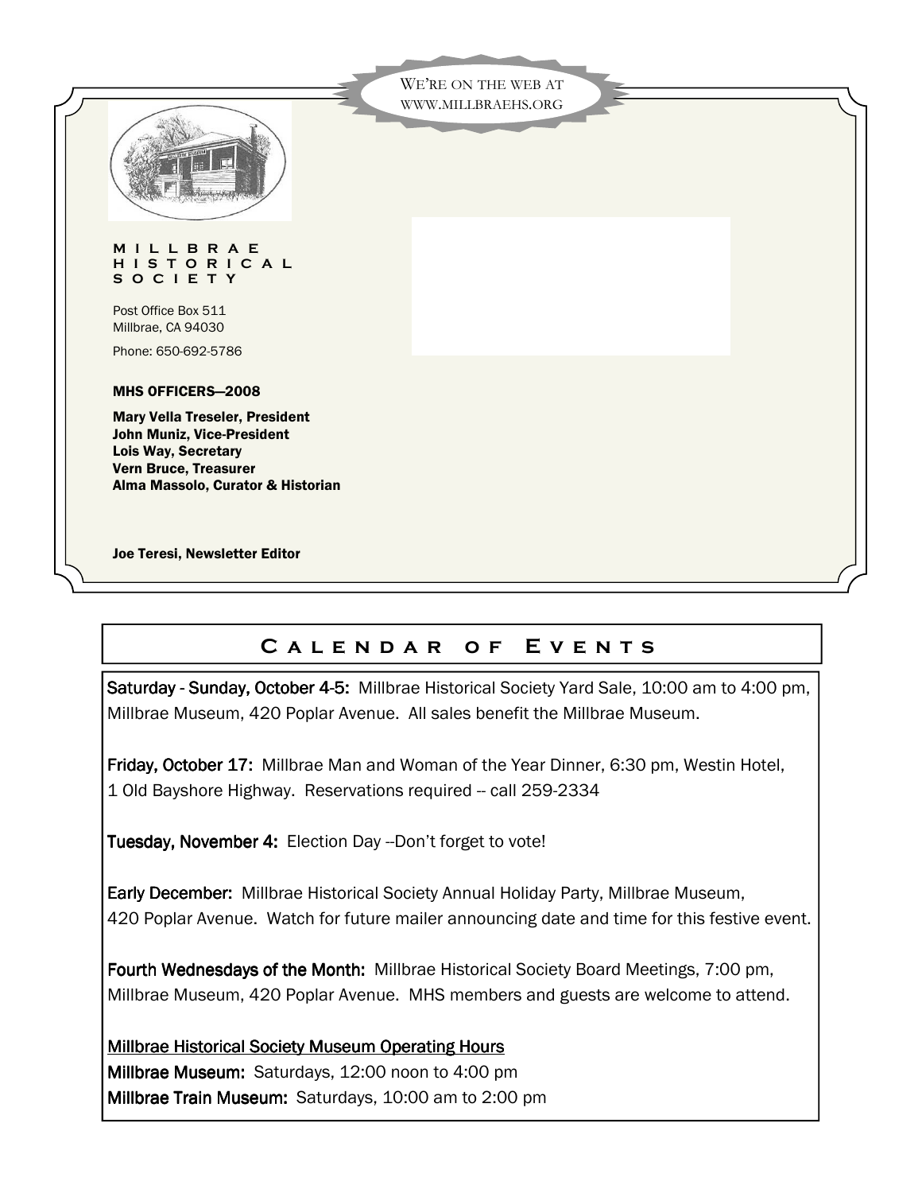WE'RE ON THE WEB AT
WWW.MILLBRAEHS.ORG

MILLBRAE HISTORICAL SOCIETY

Post Office Box 511
Millbrae, CA 94030

Phone: 650-692-5786

**MHS OFFICERS—2008**

**Mary Vella Treseler, President**
**John Muniz, Vice-President**
**Lois Way, Secretary**
**Vern Bruce, Treasurer**
**Alma Massolo, Curator & Historian**

**Joe Teresi, Newsletter Editor**

## Calendar of Events

**Saturday - Sunday, October 4-5:** Millbrae Historical Society Yard Sale, 10:00 am to 4:00 pm, Millbrae Museum, 420 Poplar Avenue. All sales benefit the Millbrae Museum.

**Friday, October 17:** Millbrae Man and Woman of the Year Dinner, 6:30 pm, Westin Hotel, 1 Old Bayshore Highway. Reservations required -- call 259-2334

**Tuesday, November 4:** Election Day --Don't forget to vote!

**Early December:** Millbrae Historical Society Annual Holiday Party, Millbrae Museum, 420 Poplar Avenue. Watch for future mailer announcing date and time for this festive event.

**Fourth Wednesdays of the Month:** Millbrae Historical Society Board Meetings, 7:00 pm, Millbrae Museum, 420 Poplar Avenue. MHS members and guests are welcome to attend.

Millbrae Historical Society Museum Operating Hours
**Millbrae Museum:** Saturdays, 12:00 noon to 4:00 pm
**Millbrae Train Museum:** Saturdays, 10:00 am to 2:00 pm